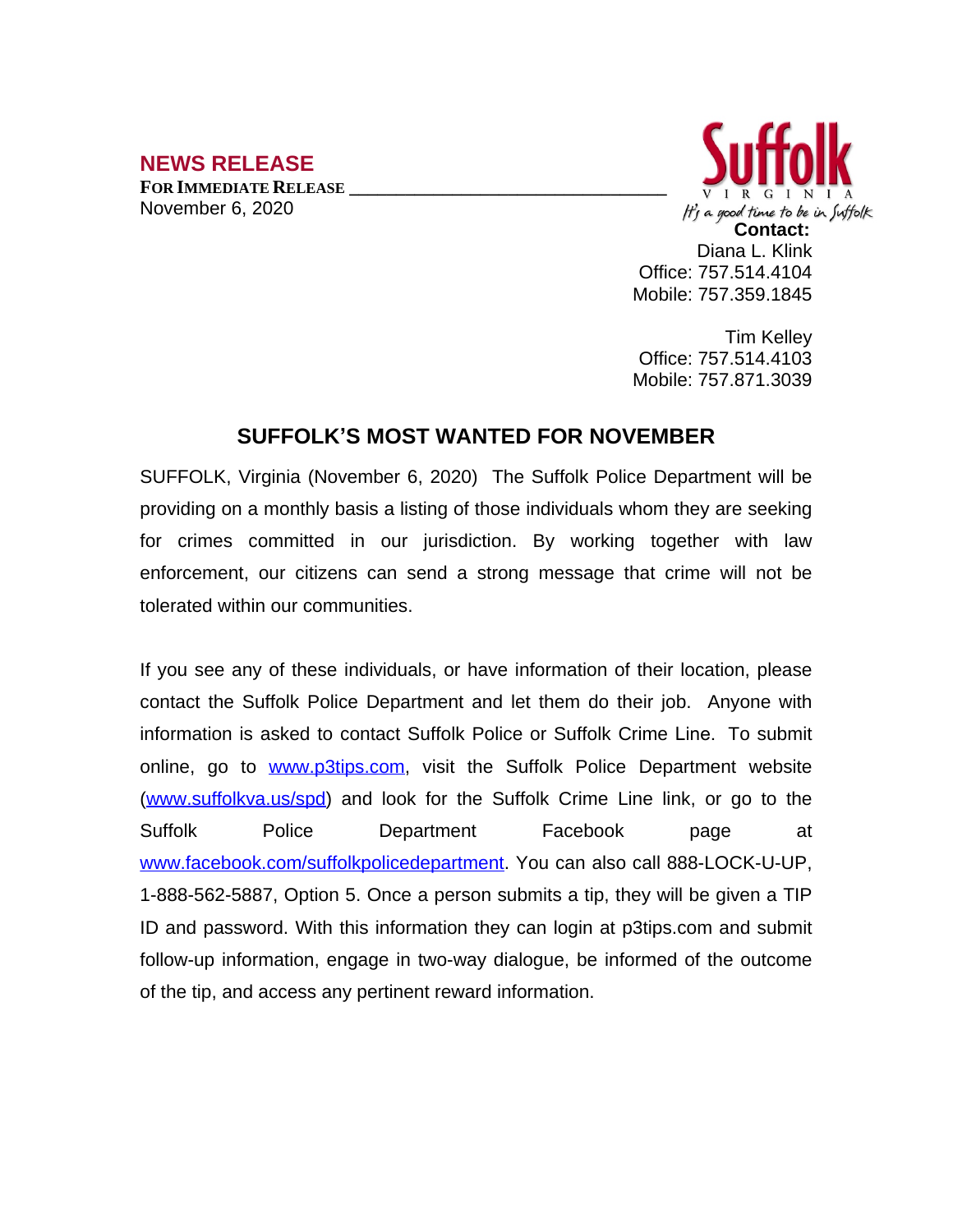## NEWS RELEASE

**FOR IMMEDIATE RELEASE**

November 6, 2020

Suffolk
VIRGINIA
It's a good time to be in Suffolk

**Contact:**
Diana L. Klink
Office: 757.514.4104
Mobile: 757.359.1845

Tim Kelley
Office: 757.514.4103
Mobile: 757.871.3039

# SUFFOLK'S MOST WANTED FOR NOVEMBER

SUFFOLK, Virginia (November 6, 2020) The Suffolk Police Department will be providing on a monthly basis a listing of those individuals whom they are seeking for crimes committed in our jurisdiction. By working together with law enforcement, our citizens can send a strong message that crime will not be tolerated within our communities.

If you see any of these individuals, or have information of their location, please contact the Suffolk Police Department and let them do their job. Anyone with information is asked to contact Suffolk Police or Suffolk Crime Line. To submit online, go to www.p3tips.com, visit the Suffolk Police Department website (www.suffolkva.us/spd) and look for the Suffolk Crime Line link, or go to the Suffolk Police Department Facebook page at www.facebook.com/suffolkpolicedepartment. You can also call 888-LOCK-U-UP, 1-888-562-5887, Option 5. Once a person submits a tip, they will be given a TIP ID and password. With this information they can login at p3tips.com and submit follow-up information, engage in two-way dialogue, be informed of the outcome of the tip, and access any pertinent reward information.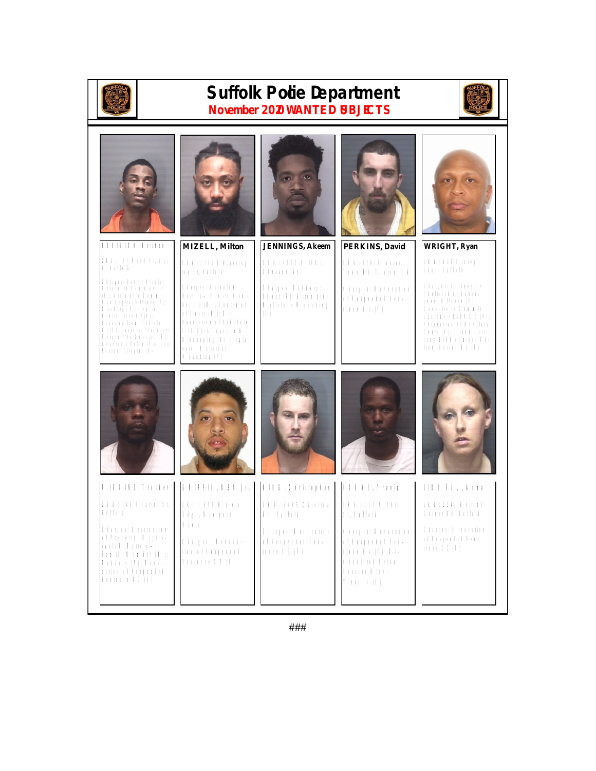# Suffolk Police Department

## November 2020 WANTED SUBJECTS

**MIZELL, Milton**

**JENNINGS, Akeem**

**PERKINS, David**

**WRIGHT, Ryan**

###